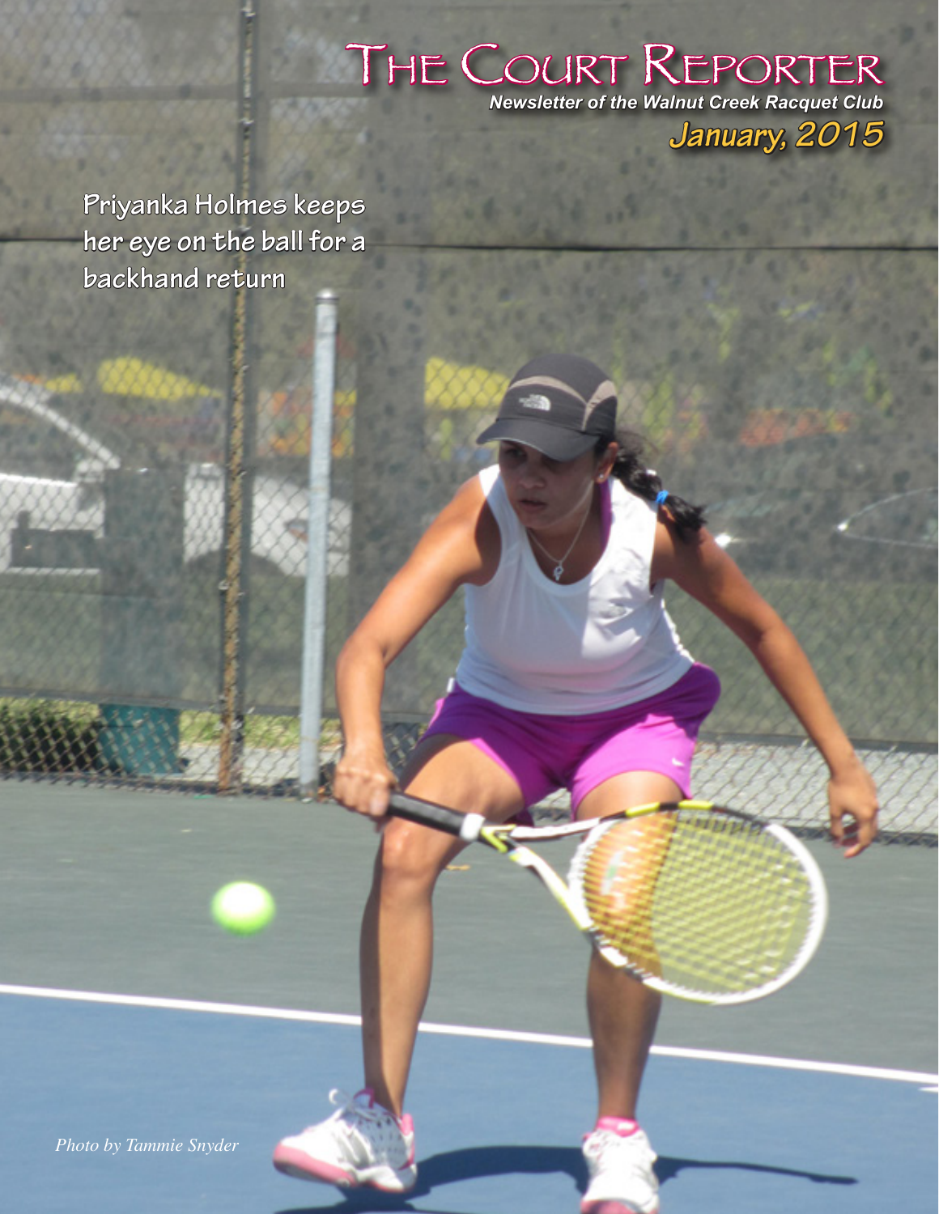# The Court Reporter

***Newsletter of the Walnut Creek Racquet Club***

***January, 2015***

**Priyanka Holmes keeps her eye on the ball for a backhand return**

*Photo by Tammie Snyder*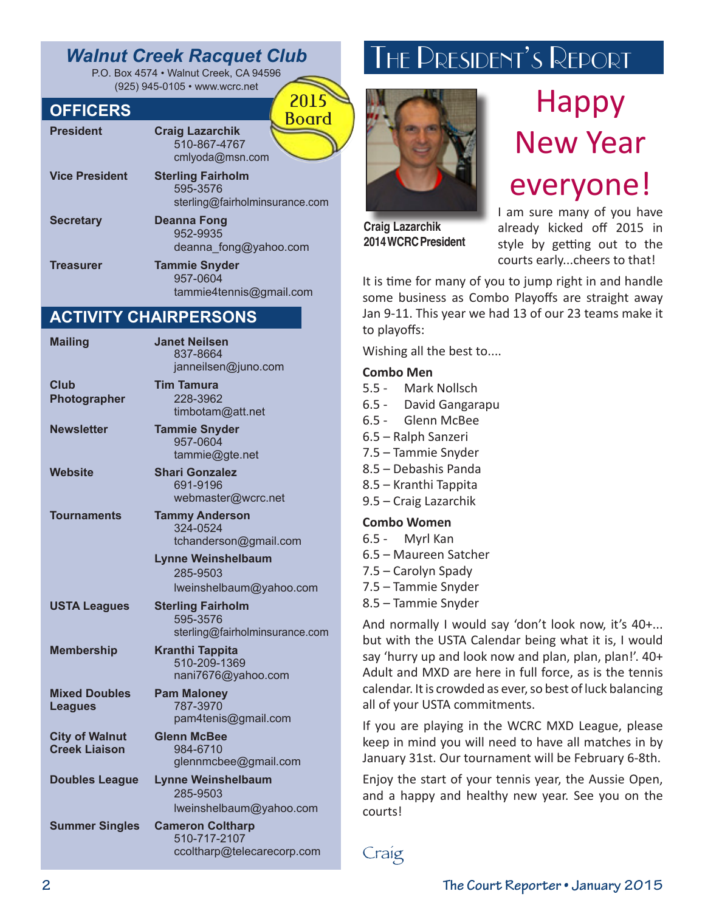# Walnut Creek Racquet Club

P.O. Box 4574 • Walnut Creek, CA 94596
(925) 945-0105 • www.wcrc.net

2015 Board

## OFFICERS

| | |
|---|---|
| **President** | **Craig Lazarchik** 510-867-4767 cmlyoda@msn.com |
| **Vice President** | **Sterling Fairholm** 595-3576 sterling@fairholminsurance.com |
| **Secretary** | **Deanna Fong** 952-9935 deanna_fong@yahoo.com |
| **Treasurer** | **Tammie Snyder** 957-0604 tammie4tennis@gmail.com |

## ACTIVITY CHAIRPERSONS

| | |
|---|---|
| **Mailing** | **Janet Neilsen** 837-8664 janneilsen@juno.com |
| **Club Photographer** | **Tim Tamura** 228-3962 timbotam@att.net |
| **Newsletter** | **Tammie Snyder** 957-0604 tammie@gte.net |
| **Website** | **Shari Gonzalez** 691-9196 webmaster@wcrc.net |
| **Tournaments** | **Tammy Anderson** 324-0524 tchanderson@gmail.com |
| | **Lynne Weinshelbaum** 285-9503 lweinshelbaum@yahoo.com |
| **USTA Leagues** | **Sterling Fairholm** 595-3576 sterling@fairholminsurance.com |
| **Membership** | **Kranthi Tappita** 510-209-1369 nani7676@yahoo.com |
| **Mixed Doubles Leagues** | **Pam Maloney** 787-3970 pam4tenis@gmail.com |
| **City of Walnut Creek Liaison** | **Glenn McBee** 984-6710 glennmcbee@gmail.com |
| **Doubles League** | **Lynne Weinshelbaum** 285-9503 lweinshelbaum@yahoo.com |
| **Summer Singles** | **Cameron Coltharp** 510-717-2107 ccoltharp@telecarecorp.com |

# The President's Report

**Craig Lazarchik**
**2014 WCRC President**

## Happy New Year everyone!

I am sure many of you have already kicked off 2015 in style by getting out to the courts early...cheers to that!

It is time for many of you to jump right in and handle some business as Combo Playoffs are straight away Jan 9-11. This year we had 13 of our 23 teams make it to playoffs:

Wishing all the best to....

**Combo Men**

5.5 - Mark Nollsch
6.5 - David Gangarapu
6.5 - Glenn McBee
6.5 – Ralph Sanzeri
7.5 – Tammie Snyder
8.5 – Debashis Panda
8.5 – Kranthi Tappita
9.5 – Craig Lazarchik

**Combo Women**

6.5 - Myrl Kan
6.5 – Maureen Satcher
7.5 – Carolyn Spady
7.5 – Tammie Snyder
8.5 – Tammie Snyder

And normally I would say 'don't look now, it's 40+... but with the USTA Calendar being what it is, I would say 'hurry up and look now and plan, plan, plan!'. 40+ Adult and MXD are here in full force, as is the tennis calendar. It is crowded as ever, so best of luck balancing all of your USTA commitments.

If you are playing in the WCRC MXD League, please keep in mind you will need to have all matches in by January 31st. Our tournament will be February 6-8th.

Enjoy the start of your tennis year, the Aussie Open, and a happy and healthy new year. See you on the courts!

Craig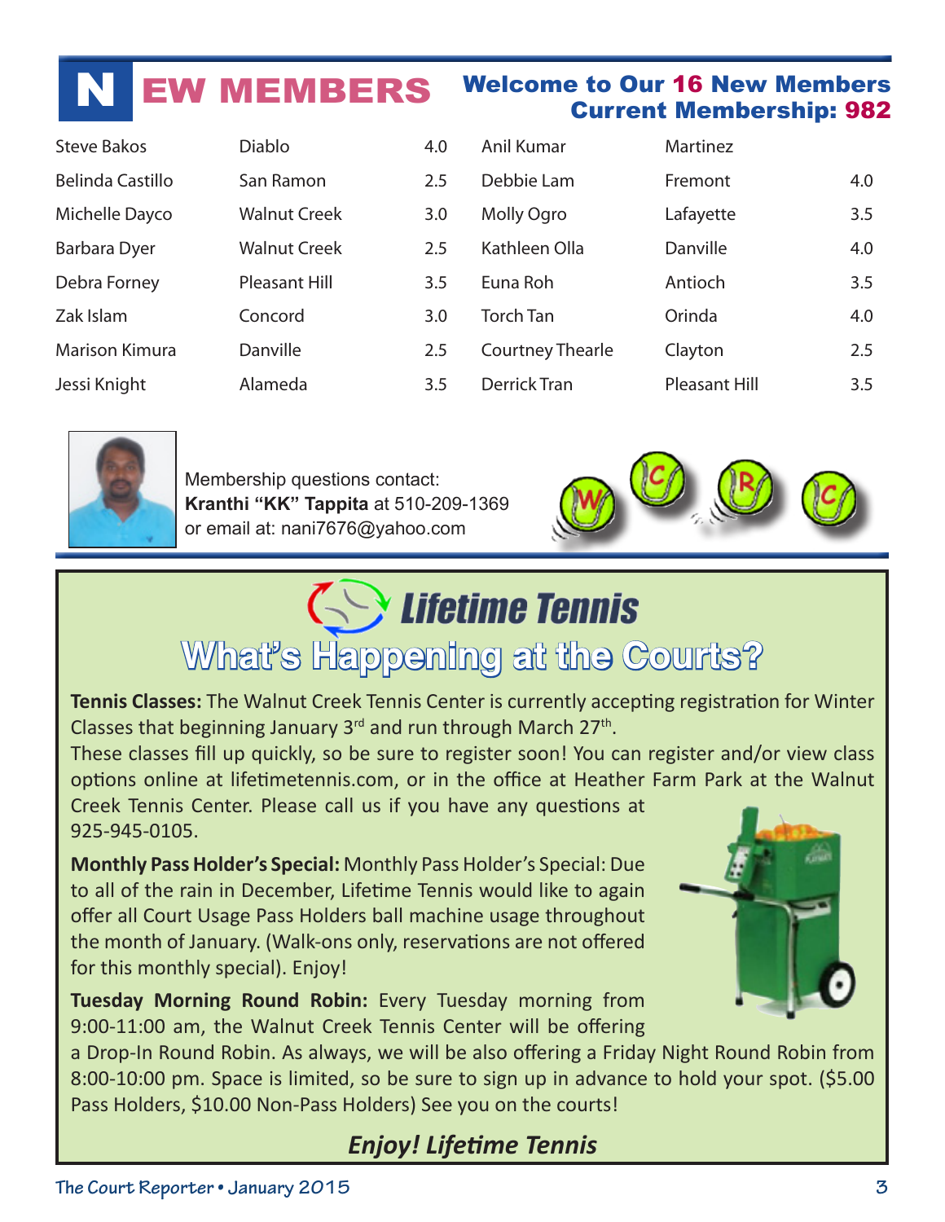# NEW MEMBERS

**Welcome to Our 16 New Members**
**Current Membership: 982**

| Name | City | Rating | Name | City | Rating |
|---|---|---|---|---|---|
| Steve Bakos | Diablo | 4.0 | Anil Kumar | Martinez | |
| Belinda Castillo | San Ramon | 2.5 | Debbie Lam | Fremont | 4.0 |
| Michelle Dayco | Walnut Creek | 3.0 | Molly Ogro | Lafayette | 3.5 |
| Barbara Dyer | Walnut Creek | 2.5 | Kathleen Olla | Danville | 4.0 |
| Debra Forney | Pleasant Hill | 3.5 | Euna Roh | Antioch | 3.5 |
| Zak Islam | Concord | 3.0 | Torch Tan | Orinda | 4.0 |
| Marison Kimura | Danville | 2.5 | Courtney Thearle | Clayton | 2.5 |
| Jessi Knight | Alameda | 3.5 | Derrick Tran | Pleasant Hill | 3.5 |

Membership questions contact:
**Kranthi "KK" Tappita** at 510-209-1369
or email at: nani7676@yahoo.com

## Lifetime Tennis

## What's Happening at the Courts?

**Tennis Classes:** The Walnut Creek Tennis Center is currently accepting registration for Winter Classes that beginning January 3rd and run through March 27th.
These classes fill up quickly, so be sure to register soon! You can register and/or view class options online at lifetimetennis.com, or in the office at Heather Farm Park at the Walnut Creek Tennis Center. Please call us if you have any questions at 925-945-0105.

**Monthly Pass Holder's Special:** Monthly Pass Holder's Special: Due to all of the rain in December, Lifetime Tennis would like to again offer all Court Usage Pass Holders ball machine usage throughout the month of January. (Walk-ons only, reservations are not offered for this monthly special). Enjoy!

**Tuesday Morning Round Robin:** Every Tuesday morning from 9:00-11:00 am, the Walnut Creek Tennis Center will be offering a Drop-In Round Robin. As always, we will be also offering a Friday Night Round Robin from 8:00-10:00 pm. Space is limited, so be sure to sign up in advance to hold your spot. ($5.00 Pass Holders, $10.00 Non-Pass Holders) See you on the courts!

***Enjoy! Lifetime Tennis***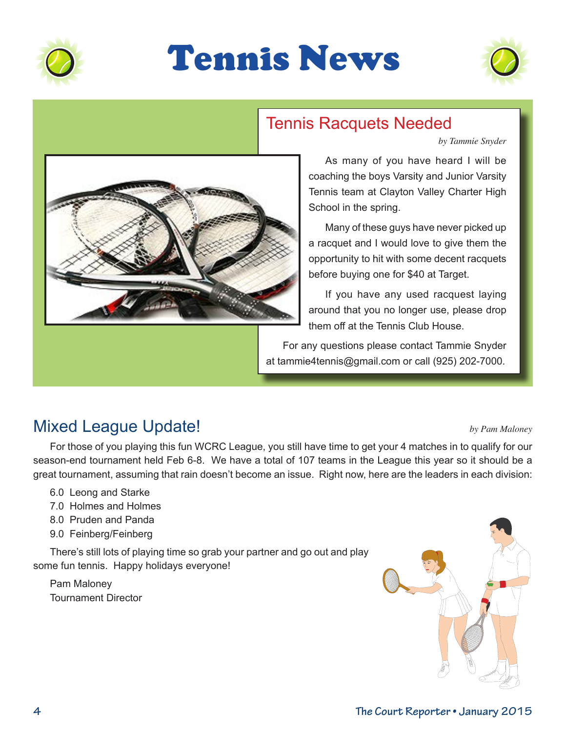# Tennis News

## Tennis Racquets Needed

*by Tammie Snyder*

As many of you have heard I will be coaching the boys Varsity and Junior Varsity Tennis team at Clayton Valley Charter High School in the spring.

Many of these guys have never picked up a racquet and I would love to give them the opportunity to hit with some decent racquets before buying one for $40 at Target.

If you have any used racquest laying around that you no longer use, please drop them off at the Tennis Club House.

For any questions please contact Tammie Snyder at tammie4tennis@gmail.com or call (925) 202-7000.

## Mixed League Update!

*by Pam Maloney*

For those of you playing this fun WCRC League, you still have time to get your 4 matches in to qualify for our season-end tournament held Feb 6-8. We have a total of 107 teams in the League this year so it should be a great tournament, assuming that rain doesn't become an issue. Right now, here are the leaders in each division:

6.0 Leong and Starke
7.0 Holmes and Holmes
8.0 Pruden and Panda
9.0 Feinberg/Feinberg

There's still lots of playing time so grab your partner and go out and play some fun tennis. Happy holidays everyone!

Pam Maloney
Tournament Director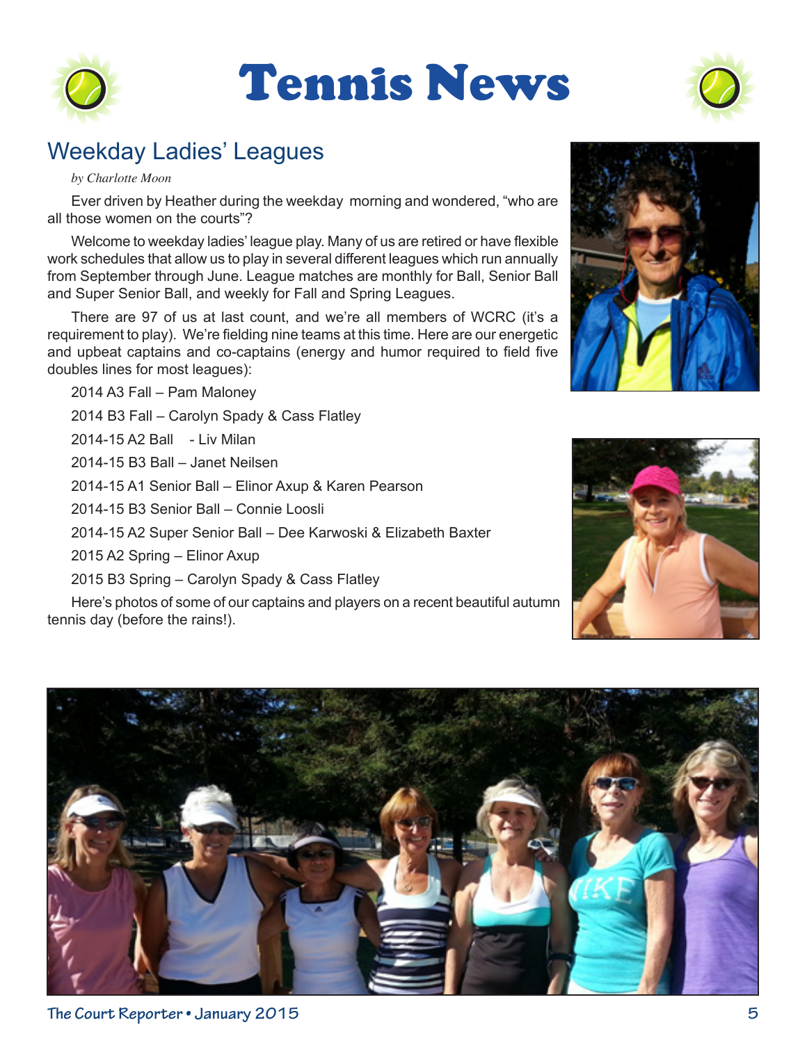# Tennis News

## Weekday Ladies' Leagues

*by Charlotte Moon*

Ever driven by Heather during the weekday morning and wondered, "who are all those women on the courts"?

Welcome to weekday ladies' league play. Many of us are retired or have flexible work schedules that allow us to play in several different leagues which run annually from September through June. League matches are monthly for Ball, Senior Ball and Super Senior Ball, and weekly for Fall and Spring Leagues.

There are 97 of us at last count, and we're all members of WCRC (it's a requirement to play). We're fielding nine teams at this time. Here are our energetic and upbeat captains and co-captains (energy and humor required to field five doubles lines for most leagues):

2014 A3 Fall – Pam Maloney

2014 B3 Fall – Carolyn Spady & Cass Flatley

2014-15 A2 Ball - Liv Milan

2014-15 B3 Ball – Janet Neilsen

2014-15 A1 Senior Ball – Elinor Axup & Karen Pearson

2014-15 B3 Senior Ball – Connie Loosli

2014-15 A2 Super Senior Ball – Dee Karwoski & Elizabeth Baxter

2015 A2 Spring – Elinor Axup

2015 B3 Spring – Carolyn Spady & Cass Flatley

Here's photos of some of our captains and players on a recent beautiful autumn tennis day (before the rains!).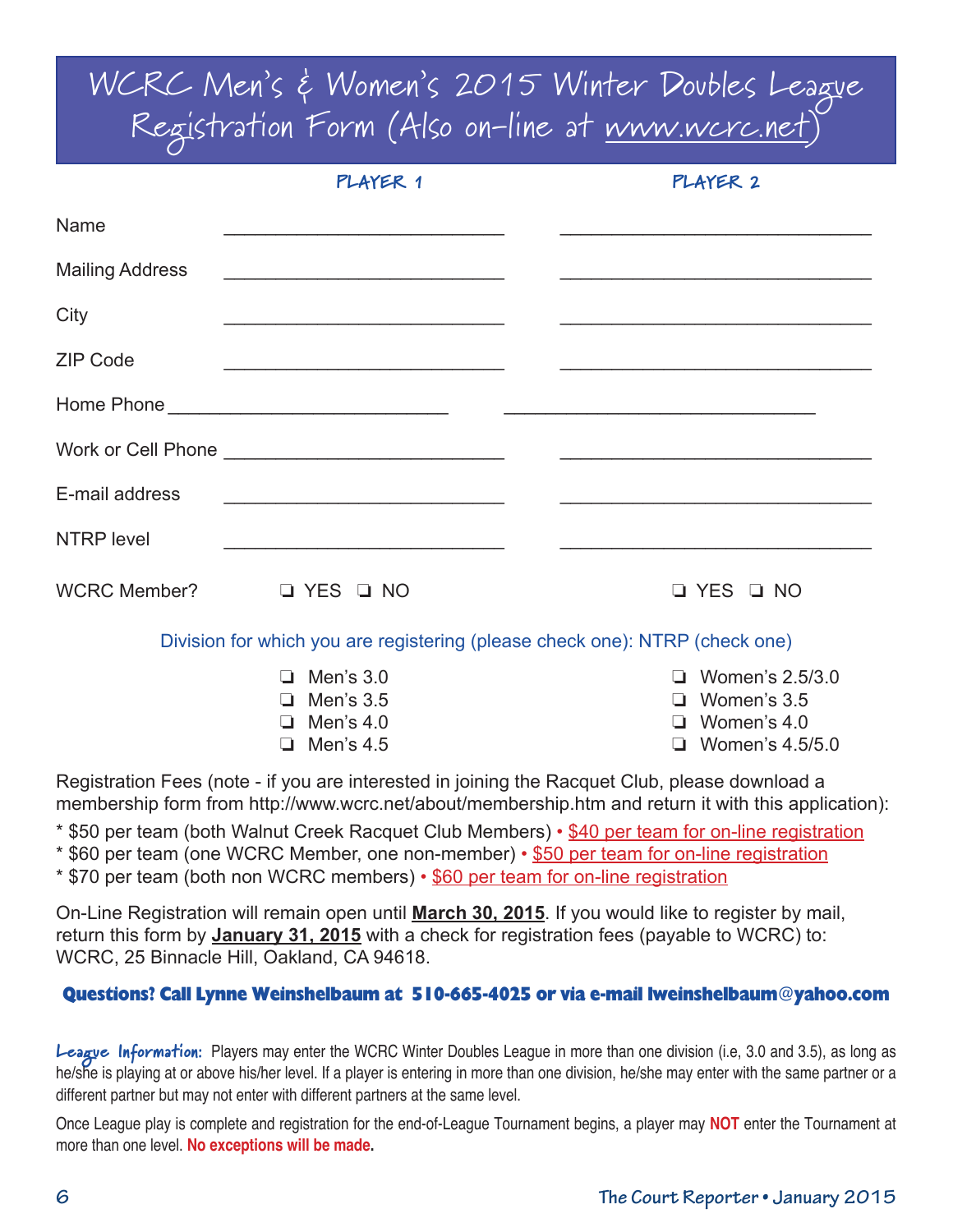# WCRC Men's & Women's 2015 Winter Doubles League Registration Form (Also on-line at www.wcrc.net)

| | PLAYER 1 | PLAYER 2 |
|---|---|---|
| Name | ____________________ | ____________________ |
| Mailing Address | ____________________ | ____________________ |
| City | ____________________ | ____________________ |
| ZIP Code | ____________________ | ____________________ |
| Home Phone | ____________________ | ____________________ |
| Work or Cell Phone | ____________________ | ____________________ |
| E-mail address | ____________________ | ____________________ |
| NTRP level | ____________________ | ____________________ |
| WCRC Member? | ❑ YES ❑ NO | ❑ YES ❑ NO |

Division for which you are registering (please check one): NTRP (check one)

- ❑ Men's 3.0
- ❑ Men's 3.5
- ❑ Men's 4.0
- ❑ Men's 4.5
- ❑ Women's 2.5/3.0
- ❑ Women's 3.5
- ❑ Women's 4.0
- ❑ Women's 4.5/5.0

Registration Fees (note - if you are interested in joining the Racquet Club, please download a membership form from http://www.wcrc.net/about/membership.htm and return it with this application):

* $50 per team (both Walnut Creek Racquet Club Members) • $40 per team for on-line registration
* $60 per team (one WCRC Member, one non-member) • $50 per team for on-line registration
* $70 per team (both non WCRC members) • $60 per team for on-line registration

On-Line Registration will remain open until **March 30, 2015**. If you would like to register by mail, return this form by **January 31, 2015** with a check for registration fees (payable to WCRC) to: WCRC, 25 Binnacle Hill, Oakland, CA 94618.

**Questions? Call Lynne Weinshelbaum at 510-665-4025 or via e-mail lweinshelbaum@yahoo.com**

**League Information:** Players may enter the WCRC Winter Doubles League in more than one division (i.e, 3.0 and 3.5), as long as he/she is playing at or above his/her level. If a player is entering in more than one division, he/she may enter with the same partner or a different partner but may not enter with different partners at the same level.

Once League play is complete and registration for the end-of-League Tournament begins, a player may **NOT** enter the Tournament at more than one level. **No exceptions will be made.**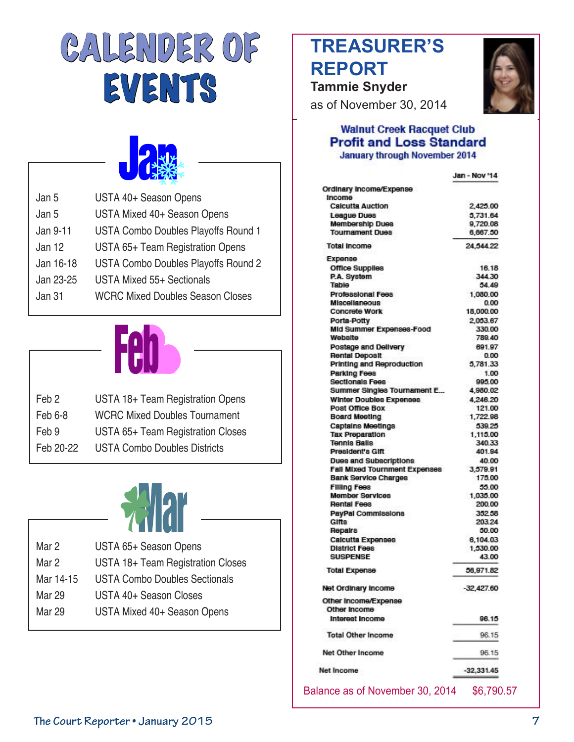# CALENDER OF EVENTS

## Jan

| | |
|---|---|
| Jan 5 | USTA 40+ Season Opens |
| Jan 5 | USTA Mixed 40+ Season Opens |
| Jan 9-11 | USTA Combo Doubles Playoffs Round 1 |
| Jan 12 | USTA 65+ Team Registration Opens |
| Jan 16-18 | USTA Combo Doubles Playoffs Round 2 |
| Jan 23-25 | USTA Mixed 55+ Sectionals |
| Jan 31 | WCRC Mixed Doubles Season Closes |

## Feb

| | |
|---|---|
| Feb 2 | USTA 18+ Team Registration Opens |
| Feb 6-8 | WCRC Mixed Doubles Tournament |
| Feb 9 | USTA 65+ Team Registration Closes |
| Feb 20-22 | USTA Combo Doubles Districts |

## Mar

| | |
|---|---|
| Mar 2 | USTA 65+ Season Opens |
| Mar 2 | USTA 18+ Team Registration Closes |
| Mar 14-15 | USTA Combo Doubles Sectionals |
| Mar 29 | USTA 40+ Season Closes |
| Mar 29 | USTA Mixed 40+ Season Opens |

# TREASURER'S REPORT

**Tammie Snyder**

as of November 30, 2014

### Walnut Creek Racquet Club
### Profit and Loss Standard
January through November 2014

| | Jan - Nov '14 |
|---|---|
| **Ordinary Income/Expense** | |
| **Income** | |
| Calcutta Auction | 2,425.00 |
| League Dues | 5,731.64 |
| Membership Dues | 9,720.08 |
| Tournament Dues | 6,667.50 |
| **Total Income** | 24,544.22 |
| **Expense** | |
| Office Supplies | 16.18 |
| P.A. System | 344.30 |
| Table | 54.49 |
| Professional Fees | 1,080.00 |
| Miscellaneous | 0.00 |
| Concrete Work | 18,000.00 |
| Porta-Potty | 2,053.67 |
| Mid Summer Expenses-Food | 330.00 |
| Website | 789.40 |
| Postage and Delivery | 691.97 |
| Rental Deposit | 0.00 |
| Printing and Reproduction | 5,781.33 |
| Parking Fees | 1.00 |
| Sectionals Fees | 995.00 |
| Summer Singles Tournament E... | 4,980.02 |
| Winter Doubles Expenses | 4,246.20 |
| Post Office Box | 121.00 |
| Board Meeting | 1,722.98 |
| Captains Meetings | 539.25 |
| Tax Preparation | 1,115.00 |
| Tennis Balls | 340.33 |
| President's Gift | 401.94 |
| Dues and Subscriptions | 40.00 |
| Fall Mixed Tournment Expenses | 3,579.91 |
| Bank Service Charges | 175.00 |
| Filing Fees | 55.00 |
| Member Services | 1,035.00 |
| Rental Fees | 200.00 |
| PayPal Commissions | 352.58 |
| Gifts | 203.24 |
| Repairs | 50.00 |
| Calcutta Expenses | 6,104.03 |
| District Fees | 1,530.00 |
| SUSPENSE | 43.00 |
| **Total Expense** | 56,971.82 |
| **Net Ordinary Income** | -32,427.60 |
| **Other Income/Expense** | |
| **Other Income** | |
| Interest Income | 96.15 |
| **Total Other Income** | 96.15 |
| **Net Other Income** | 96.15 |
| **Net Income** | -32,331.45 |

Balance as of November 30, 2014 $6,790.57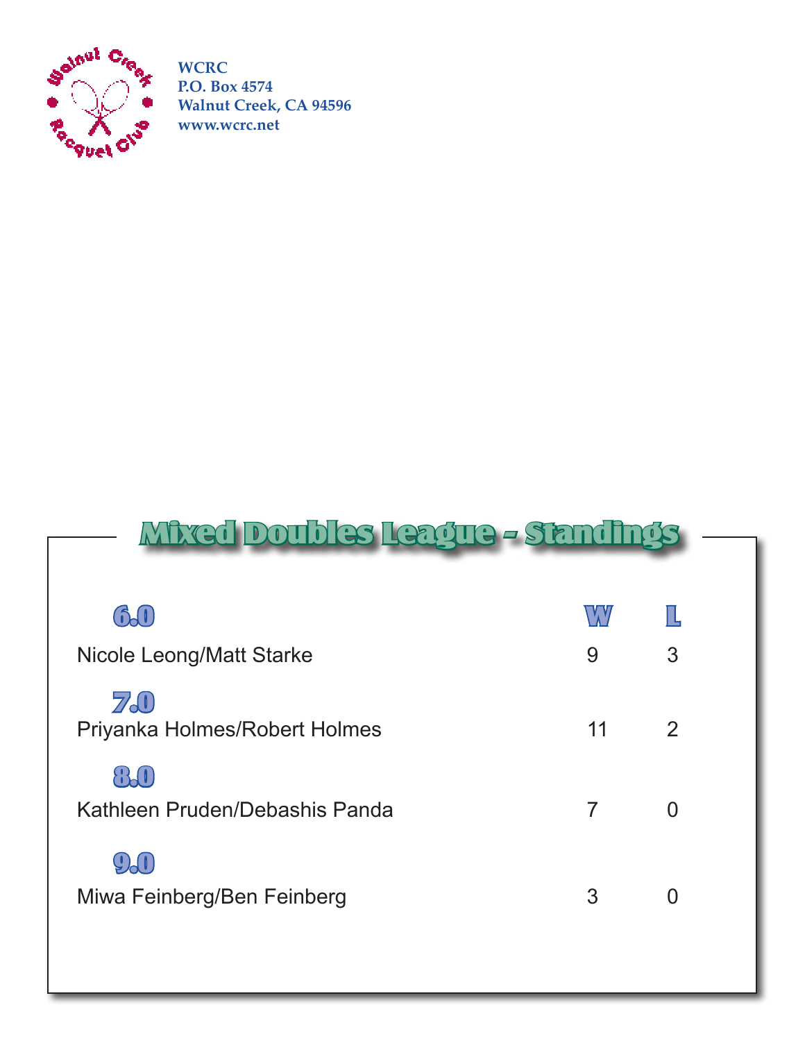WCRC
P.O. Box 4574
Walnut Creek, CA 94596
www.wcrc.net

## Mixed Doubles League - Standings

| 6.0 | W | L |
| --- | --- | --- |
| Nicole Leong/Matt Starke | 9 | 3 |
| **7.0** | | |
| Priyanka Holmes/Robert Holmes | 11 | 2 |
| **8.0** | | |
| Kathleen Pruden/Debashis Panda | 7 | 0 |
| **9.0** | | |
| Miwa Feinberg/Ben Feinberg | 3 | 0 |